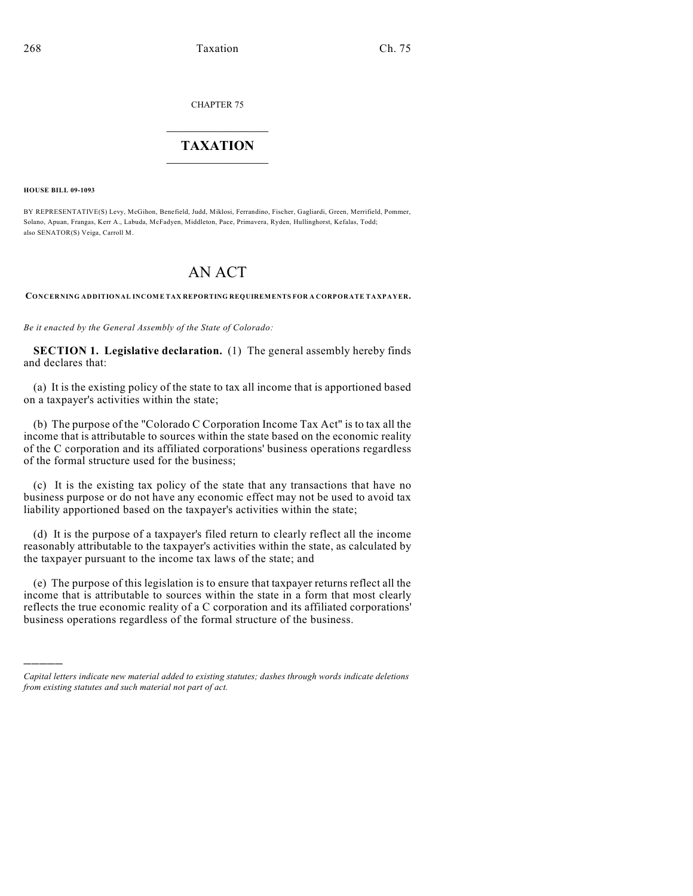CHAPTER 75

# TAXATION

**HOUSE BILL 09-1093**

BY REPRESENTATIVE(S) Levy, McGihon, Benefield, Judd, Miklosi, Ferrandino, Fischer, Gagliardi, Green, Merrifield, Pommer, Solano, Apuan, Frangas, Kerr A., Labuda, McFadyen, Middleton, Pace, Primavera, Ryden, Hullinghorst, Kefalas, Todd; also SENATOR(S) Veiga, Carroll M.

# AN ACT

**CONCERNING ADDITIONAL INCOME TAX REPORTING REQUIREMENTS FOR A CORPORATE TAXPAYER.**

*Be it enacted by the General Assembly of the State of Colorado:*

**SECTION 1. Legislative declaration.** (1) The general assembly hereby finds and declares that:

(a) It is the existing policy of the state to tax all income that is apportioned based on a taxpayer's activities within the state;

(b) The purpose of the "Colorado C Corporation Income Tax Act" is to tax all the income that is attributable to sources within the state based on the economic reality of the C corporation and its affiliated corporations' business operations regardless of the formal structure used for the business;

(c) It is the existing tax policy of the state that any transactions that have no business purpose or do not have any economic effect may not be used to avoid tax liability apportioned based on the taxpayer's activities within the state;

(d) It is the purpose of a taxpayer's filed return to clearly reflect all the income reasonably attributable to the taxpayer's activities within the state, as calculated by the taxpayer pursuant to the income tax laws of the state; and

(e) The purpose of this legislation is to ensure that taxpayer returns reflect all the income that is attributable to sources within the state in a form that most clearly reflects the true economic reality of a C corporation and its affiliated corporations' business operations regardless of the formal structure of the business.

---

*Capital letters indicate new material added to existing statutes; dashes through words indicate deletions from existing statutes and such material not part of act.*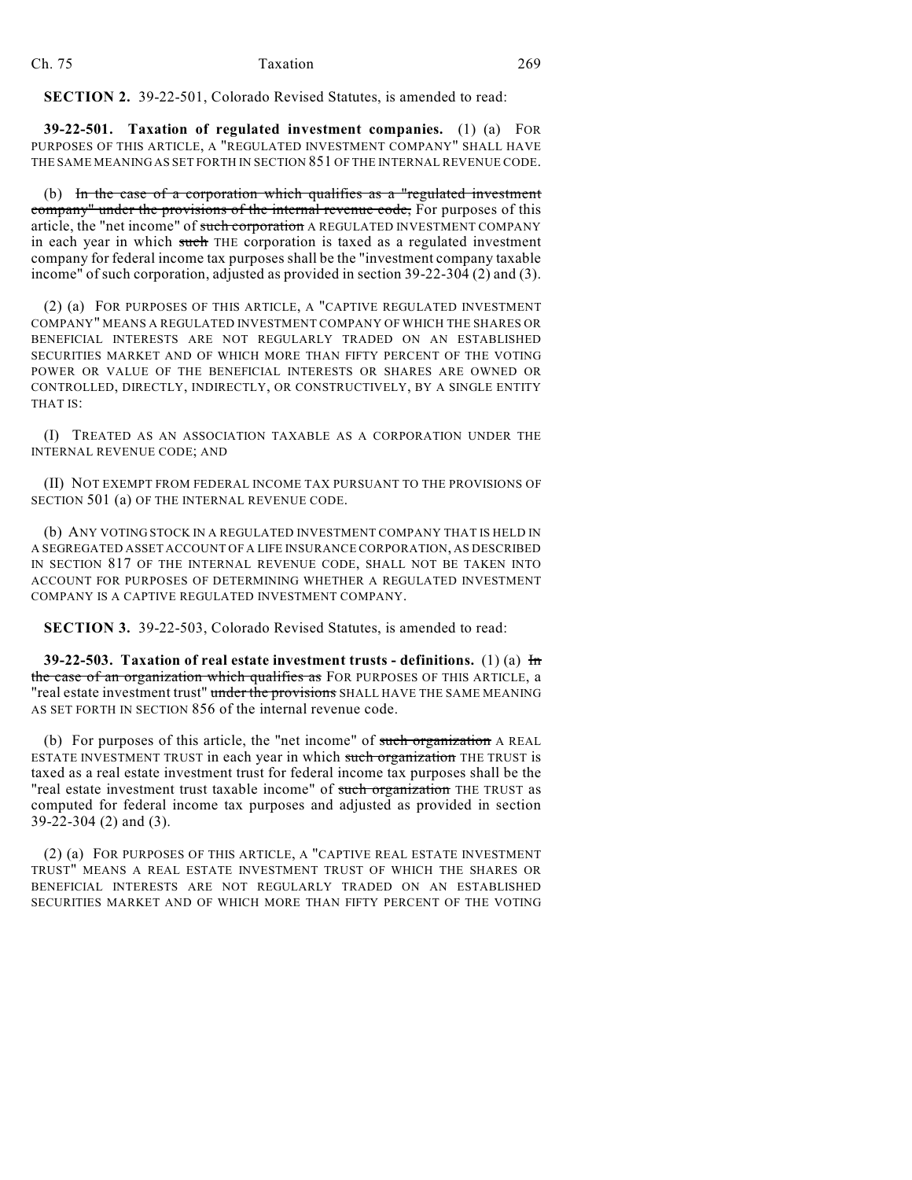**SECTION 2.** 39-22-501, Colorado Revised Statutes, is amended to read:

**39-22-501. Taxation of regulated investment companies.** (1) (a) FOR PURPOSES OF THIS ARTICLE, A "REGULATED INVESTMENT COMPANY" SHALL HAVE THE SAME MEANING AS SET FORTH IN SECTION 851 OF THE INTERNAL REVENUE CODE.

(b) ~~In the case of a corporation which qualifies as a "regulated investment company" under the provisions of the internal revenue code,~~ For purposes of this article, the "net income" of ~~such corporation~~ A REGULATED INVESTMENT COMPANY in each year in which ~~such~~ THE corporation is taxed as a regulated investment company for federal income tax purposes shall be the "investment company taxable income" of such corporation, adjusted as provided in section 39-22-304 (2) and (3).

(2) (a) FOR PURPOSES OF THIS ARTICLE, A "CAPTIVE REGULATED INVESTMENT COMPANY" MEANS A REGULATED INVESTMENT COMPANY OF WHICH THE SHARES OR BENEFICIAL INTERESTS ARE NOT REGULARLY TRADED ON AN ESTABLISHED SECURITIES MARKET AND OF WHICH MORE THAN FIFTY PERCENT OF THE VOTING POWER OR VALUE OF THE BENEFICIAL INTERESTS OR SHARES ARE OWNED OR CONTROLLED, DIRECTLY, INDIRECTLY, OR CONSTRUCTIVELY, BY A SINGLE ENTITY THAT IS:

(I) TREATED AS AN ASSOCIATION TAXABLE AS A CORPORATION UNDER THE INTERNAL REVENUE CODE; AND

(II) NOT EXEMPT FROM FEDERAL INCOME TAX PURSUANT TO THE PROVISIONS OF SECTION 501 (a) OF THE INTERNAL REVENUE CODE.

(b) ANY VOTING STOCK IN A REGULATED INVESTMENT COMPANY THAT IS HELD IN A SEGREGATED ASSET ACCOUNT OF A LIFE INSURANCE CORPORATION, AS DESCRIBED IN SECTION 817 OF THE INTERNAL REVENUE CODE, SHALL NOT BE TAKEN INTO ACCOUNT FOR PURPOSES OF DETERMINING WHETHER A REGULATED INVESTMENT COMPANY IS A CAPTIVE REGULATED INVESTMENT COMPANY.

**SECTION 3.** 39-22-503, Colorado Revised Statutes, is amended to read:

**39-22-503. Taxation of real estate investment trusts - definitions.** (1) (a) ~~In the case of an organization which qualifies as~~ FOR PURPOSES OF THIS ARTICLE, A "real estate investment trust" ~~under the provisions~~ SHALL HAVE THE SAME MEANING AS SET FORTH IN SECTION 856 of the internal revenue code.

(b) For purposes of this article, the "net income" of ~~such organization~~ A REAL ESTATE INVESTMENT TRUST in each year in which ~~such organization~~ THE TRUST is taxed as a real estate investment trust for federal income tax purposes shall be the "real estate investment trust taxable income" of ~~such organization~~ THE TRUST as computed for federal income tax purposes and adjusted as provided in section 39-22-304 (2) and (3).

(2) (a) FOR PURPOSES OF THIS ARTICLE, A "CAPTIVE REAL ESTATE INVESTMENT TRUST" MEANS A REAL ESTATE INVESTMENT TRUST OF WHICH THE SHARES OR BENEFICIAL INTERESTS ARE NOT REGULARLY TRADED ON AN ESTABLISHED SECURITIES MARKET AND OF WHICH MORE THAN FIFTY PERCENT OF THE VOTING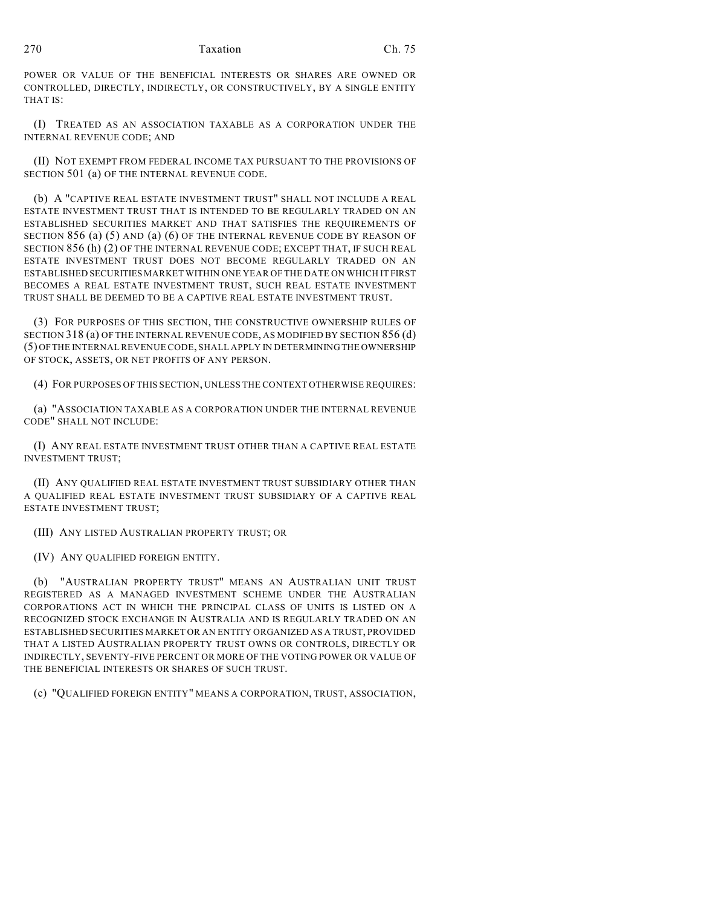POWER OR VALUE OF THE BENEFICIAL INTERESTS OR SHARES ARE OWNED OR CONTROLLED, DIRECTLY, INDIRECTLY, OR CONSTRUCTIVELY, BY A SINGLE ENTITY THAT IS:

(I) TREATED AS AN ASSOCIATION TAXABLE AS A CORPORATION UNDER THE INTERNAL REVENUE CODE; AND

(II) NOT EXEMPT FROM FEDERAL INCOME TAX PURSUANT TO THE PROVISIONS OF SECTION 501 (a) OF THE INTERNAL REVENUE CODE.

(b) A "CAPTIVE REAL ESTATE INVESTMENT TRUST" SHALL NOT INCLUDE A REAL ESTATE INVESTMENT TRUST THAT IS INTENDED TO BE REGULARLY TRADED ON AN ESTABLISHED SECURITIES MARKET AND THAT SATISFIES THE REQUIREMENTS OF SECTION 856 (a) (5) AND (a) (6) OF THE INTERNAL REVENUE CODE BY REASON OF SECTION 856 (h) (2) OF THE INTERNAL REVENUE CODE; EXCEPT THAT, IF SUCH REAL ESTATE INVESTMENT TRUST DOES NOT BECOME REGULARLY TRADED ON AN ESTABLISHED SECURITIES MARKET WITHIN ONE YEAR OF THE DATE ON WHICH IT FIRST BECOMES A REAL ESTATE INVESTMENT TRUST, SUCH REAL ESTATE INVESTMENT TRUST SHALL BE DEEMED TO BE A CAPTIVE REAL ESTATE INVESTMENT TRUST.

(3) FOR PURPOSES OF THIS SECTION, THE CONSTRUCTIVE OWNERSHIP RULES OF SECTION 318 (a) OF THE INTERNAL REVENUE CODE, AS MODIFIED BY SECTION 856 (d) (5) OF THE INTERNAL REVENUE CODE, SHALL APPLY IN DETERMINING THE OWNERSHIP OF STOCK, ASSETS, OR NET PROFITS OF ANY PERSON.

(4) FOR PURPOSES OF THIS SECTION, UNLESS THE CONTEXT OTHERWISE REQUIRES:

(a) "ASSOCIATION TAXABLE AS A CORPORATION UNDER THE INTERNAL REVENUE CODE" SHALL NOT INCLUDE:

(I) ANY REAL ESTATE INVESTMENT TRUST OTHER THAN A CAPTIVE REAL ESTATE INVESTMENT TRUST;

(II) ANY QUALIFIED REAL ESTATE INVESTMENT TRUST SUBSIDIARY OTHER THAN A QUALIFIED REAL ESTATE INVESTMENT TRUST SUBSIDIARY OF A CAPTIVE REAL ESTATE INVESTMENT TRUST;

(III) ANY LISTED AUSTRALIAN PROPERTY TRUST; OR

(IV) ANY QUALIFIED FOREIGN ENTITY.

(b) "AUSTRALIAN PROPERTY TRUST" MEANS AN AUSTRALIAN UNIT TRUST REGISTERED AS A MANAGED INVESTMENT SCHEME UNDER THE AUSTRALIAN CORPORATIONS ACT IN WHICH THE PRINCIPAL CLASS OF UNITS IS LISTED ON A RECOGNIZED STOCK EXCHANGE IN AUSTRALIA AND IS REGULARLY TRADED ON AN ESTABLISHED SECURITIES MARKET OR AN ENTITY ORGANIZED AS A TRUST, PROVIDED THAT A LISTED AUSTRALIAN PROPERTY TRUST OWNS OR CONTROLS, DIRECTLY OR INDIRECTLY, SEVENTY-FIVE PERCENT OR MORE OF THE VOTING POWER OR VALUE OF THE BENEFICIAL INTERESTS OR SHARES OF SUCH TRUST.

(c) "QUALIFIED FOREIGN ENTITY" MEANS A CORPORATION, TRUST, ASSOCIATION,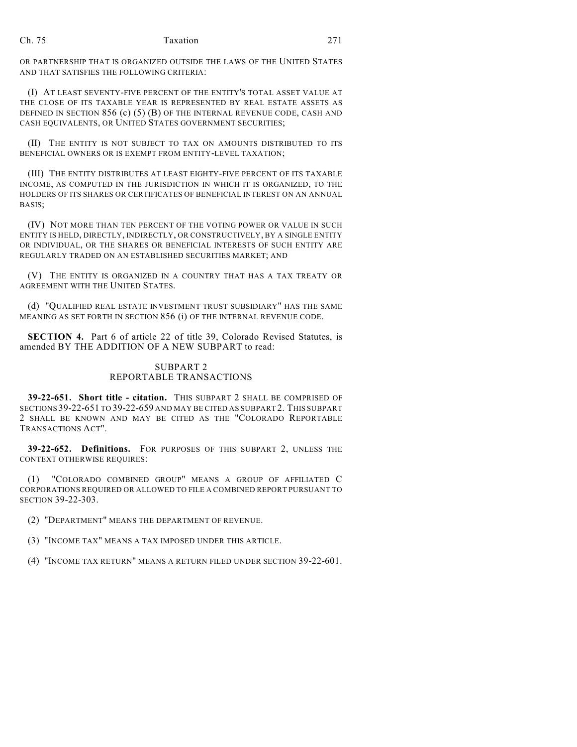OR PARTNERSHIP THAT IS ORGANIZED OUTSIDE THE LAWS OF THE UNITED STATES AND THAT SATISFIES THE FOLLOWING CRITERIA:

(I) AT LEAST SEVENTY-FIVE PERCENT OF THE ENTITY'S TOTAL ASSET VALUE AT THE CLOSE OF ITS TAXABLE YEAR IS REPRESENTED BY REAL ESTATE ASSETS AS DEFINED IN SECTION 856 (c) (5) (B) OF THE INTERNAL REVENUE CODE, CASH AND CASH EQUIVALENTS, OR UNITED STATES GOVERNMENT SECURITIES;

(II) THE ENTITY IS NOT SUBJECT TO TAX ON AMOUNTS DISTRIBUTED TO ITS BENEFICIAL OWNERS OR IS EXEMPT FROM ENTITY-LEVEL TAXATION;

(III) THE ENTITY DISTRIBUTES AT LEAST EIGHTY-FIVE PERCENT OF ITS TAXABLE INCOME, AS COMPUTED IN THE JURISDICTION IN WHICH IT IS ORGANIZED, TO THE HOLDERS OF ITS SHARES OR CERTIFICATES OF BENEFICIAL INTEREST ON AN ANNUAL BASIS;

(IV) NOT MORE THAN TEN PERCENT OF THE VOTING POWER OR VALUE IN SUCH ENTITY IS HELD, DIRECTLY, INDIRECTLY, OR CONSTRUCTIVELY, BY A SINGLE ENTITY OR INDIVIDUAL, OR THE SHARES OR BENEFICIAL INTERESTS OF SUCH ENTITY ARE REGULARLY TRADED ON AN ESTABLISHED SECURITIES MARKET; AND

(V) THE ENTITY IS ORGANIZED IN A COUNTRY THAT HAS A TAX TREATY OR AGREEMENT WITH THE UNITED STATES.

(d) "QUALIFIED REAL ESTATE INVESTMENT TRUST SUBSIDIARY" HAS THE SAME MEANING AS SET FORTH IN SECTION 856 (i) OF THE INTERNAL REVENUE CODE.

**SECTION 4.** Part 6 of article 22 of title 39, Colorado Revised Statutes, is amended BY THE ADDITION OF A NEW SUBPART to read:

## SUBPART 2
## REPORTABLE TRANSACTIONS

**39-22-651. Short title - citation.** THIS SUBPART 2 SHALL BE COMPRISED OF SECTIONS 39-22-651 TO 39-22-659 AND MAY BE CITED AS SUBPART 2. THIS SUBPART 2 SHALL BE KNOWN AND MAY BE CITED AS THE "COLORADO REPORTABLE TRANSACTIONS ACT".

**39-22-652. Definitions.** FOR PURPOSES OF THIS SUBPART 2, UNLESS THE CONTEXT OTHERWISE REQUIRES:

(1) "COLORADO COMBINED GROUP" MEANS A GROUP OF AFFILIATED C CORPORATIONS REQUIRED OR ALLOWED TO FILE A COMBINED REPORT PURSUANT TO SECTION 39-22-303.

(2) "DEPARTMENT" MEANS THE DEPARTMENT OF REVENUE.

(3) "INCOME TAX" MEANS A TAX IMPOSED UNDER THIS ARTICLE.

(4) "INCOME TAX RETURN" MEANS A RETURN FILED UNDER SECTION 39-22-601.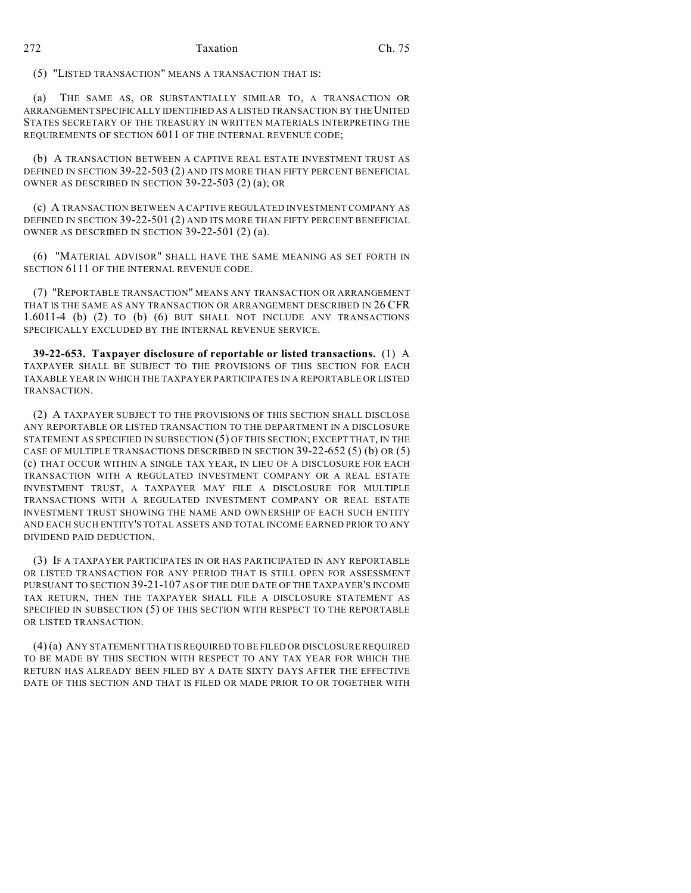(5) "LISTED TRANSACTION" MEANS A TRANSACTION THAT IS:

(a) THE SAME AS, OR SUBSTANTIALLY SIMILAR TO, A TRANSACTION OR ARRANGEMENT SPECIFICALLY IDENTIFIED AS A LISTED TRANSACTION BY THE UNITED STATES SECRETARY OF THE TREASURY IN WRITTEN MATERIALS INTERPRETING THE REQUIREMENTS OF SECTION 6011 OF THE INTERNAL REVENUE CODE;

(b) A TRANSACTION BETWEEN A CAPTIVE REAL ESTATE INVESTMENT TRUST AS DEFINED IN SECTION 39-22-503 (2) AND ITS MORE THAN FIFTY PERCENT BENEFICIAL OWNER AS DESCRIBED IN SECTION 39-22-503 (2) (a); OR

(c) A TRANSACTION BETWEEN A CAPTIVE REGULATED INVESTMENT COMPANY AS DEFINED IN SECTION 39-22-501 (2) AND ITS MORE THAN FIFTY PERCENT BENEFICIAL OWNER AS DESCRIBED IN SECTION 39-22-501 (2) (a).

(6) "MATERIAL ADVISOR" SHALL HAVE THE SAME MEANING AS SET FORTH IN SECTION 6111 OF THE INTERNAL REVENUE CODE.

(7) "REPORTABLE TRANSACTION" MEANS ANY TRANSACTION OR ARRANGEMENT THAT IS THE SAME AS ANY TRANSACTION OR ARRANGEMENT DESCRIBED IN 26 CFR 1.6011-4 (b) (2) TO (b) (6) BUT SHALL NOT INCLUDE ANY TRANSACTIONS SPECIFICALLY EXCLUDED BY THE INTERNAL REVENUE SERVICE.

**39-22-653. Taxpayer disclosure of reportable or listed transactions.** (1) A TAXPAYER SHALL BE SUBJECT TO THE PROVISIONS OF THIS SECTION FOR EACH TAXABLE YEAR IN WHICH THE TAXPAYER PARTICIPATES IN A REPORTABLE OR LISTED TRANSACTION.

(2) A TAXPAYER SUBJECT TO THE PROVISIONS OF THIS SECTION SHALL DISCLOSE ANY REPORTABLE OR LISTED TRANSACTION TO THE DEPARTMENT IN A DISCLOSURE STATEMENT AS SPECIFIED IN SUBSECTION (5) OF THIS SECTION; EXCEPT THAT, IN THE CASE OF MULTIPLE TRANSACTIONS DESCRIBED IN SECTION 39-22-652 (5) (b) OR (5) (c) THAT OCCUR WITHIN A SINGLE TAX YEAR, IN LIEU OF A DISCLOSURE FOR EACH TRANSACTION WITH A REGULATED INVESTMENT COMPANY OR A REAL ESTATE INVESTMENT TRUST, A TAXPAYER MAY FILE A DISCLOSURE FOR MULTIPLE TRANSACTIONS WITH A REGULATED INVESTMENT COMPANY OR REAL ESTATE INVESTMENT TRUST SHOWING THE NAME AND OWNERSHIP OF EACH SUCH ENTITY AND EACH SUCH ENTITY'S TOTAL ASSETS AND TOTAL INCOME EARNED PRIOR TO ANY DIVIDEND PAID DEDUCTION.

(3) IF A TAXPAYER PARTICIPATES IN OR HAS PARTICIPATED IN ANY REPORTABLE OR LISTED TRANSACTION FOR ANY PERIOD THAT IS STILL OPEN FOR ASSESSMENT PURSUANT TO SECTION 39-21-107 AS OF THE DUE DATE OF THE TAXPAYER'S INCOME TAX RETURN, THEN THE TAXPAYER SHALL FILE A DISCLOSURE STATEMENT AS SPECIFIED IN SUBSECTION (5) OF THIS SECTION WITH RESPECT TO THE REPORTABLE OR LISTED TRANSACTION.

(4) (a) ANY STATEMENT THAT IS REQUIRED TO BE FILED OR DISCLOSURE REQUIRED TO BE MADE BY THIS SECTION WITH RESPECT TO ANY TAX YEAR FOR WHICH THE RETURN HAS ALREADY BEEN FILED BY A DATE SIXTY DAYS AFTER THE EFFECTIVE DATE OF THIS SECTION AND THAT IS FILED OR MADE PRIOR TO OR TOGETHER WITH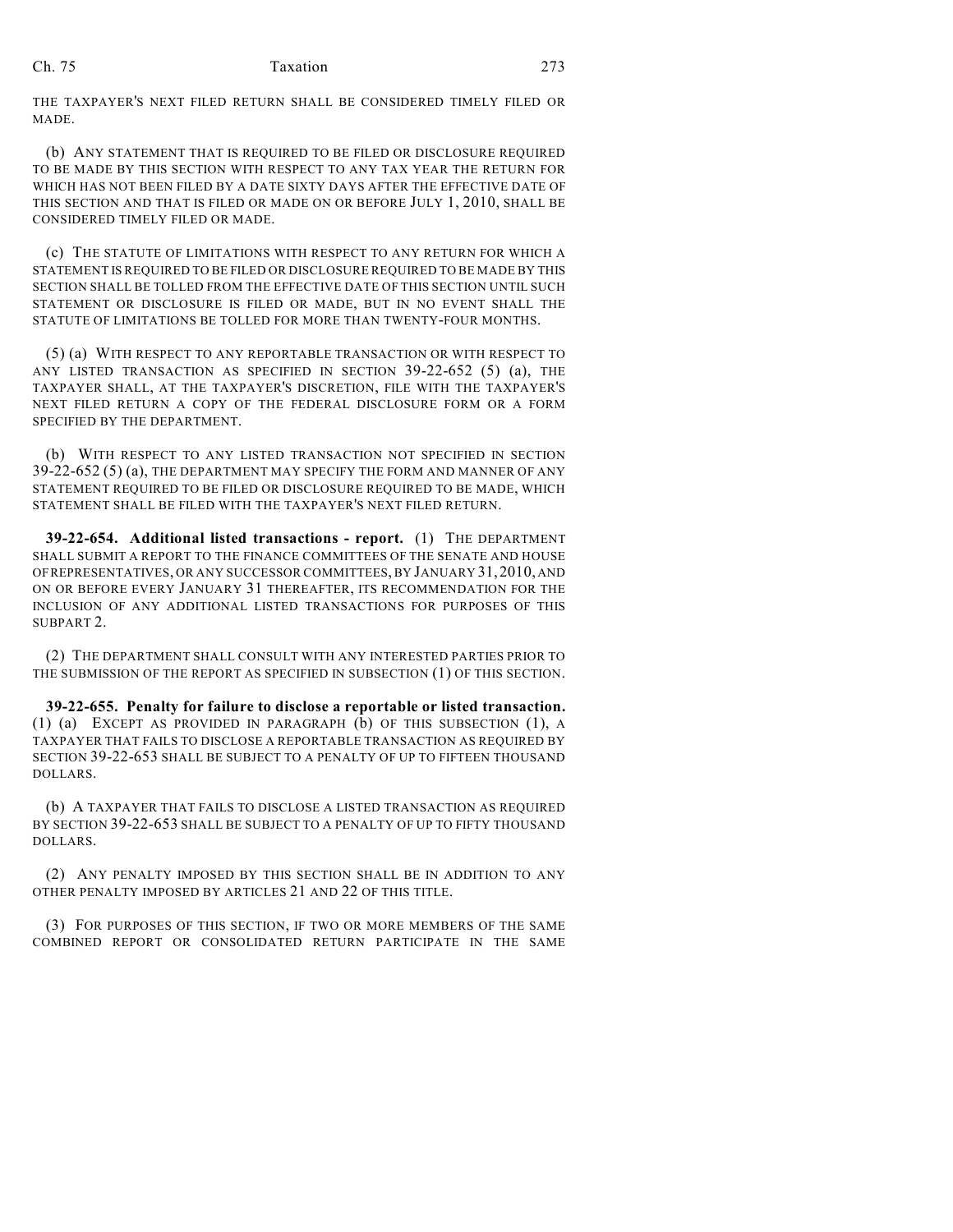THE TAXPAYER'S NEXT FILED RETURN SHALL BE CONSIDERED TIMELY FILED OR MADE.

(b) ANY STATEMENT THAT IS REQUIRED TO BE FILED OR DISCLOSURE REQUIRED TO BE MADE BY THIS SECTION WITH RESPECT TO ANY TAX YEAR THE RETURN FOR WHICH HAS NOT BEEN FILED BY A DATE SIXTY DAYS AFTER THE EFFECTIVE DATE OF THIS SECTION AND THAT IS FILED OR MADE ON OR BEFORE JULY 1, 2010, SHALL BE CONSIDERED TIMELY FILED OR MADE.

(c) THE STATUTE OF LIMITATIONS WITH RESPECT TO ANY RETURN FOR WHICH A STATEMENT IS REQUIRED TO BE FILED OR DISCLOSURE REQUIRED TO BE MADE BY THIS SECTION SHALL BE TOLLED FROM THE EFFECTIVE DATE OF THIS SECTION UNTIL SUCH STATEMENT OR DISCLOSURE IS FILED OR MADE, BUT IN NO EVENT SHALL THE STATUTE OF LIMITATIONS BE TOLLED FOR MORE THAN TWENTY-FOUR MONTHS.

(5) (a) WITH RESPECT TO ANY REPORTABLE TRANSACTION OR WITH RESPECT TO ANY LISTED TRANSACTION AS SPECIFIED IN SECTION 39-22-652 (5) (a), THE TAXPAYER SHALL, AT THE TAXPAYER'S DISCRETION, FILE WITH THE TAXPAYER'S NEXT FILED RETURN A COPY OF THE FEDERAL DISCLOSURE FORM OR A FORM SPECIFIED BY THE DEPARTMENT.

(b) WITH RESPECT TO ANY LISTED TRANSACTION NOT SPECIFIED IN SECTION 39-22-652 (5) (a), THE DEPARTMENT MAY SPECIFY THE FORM AND MANNER OF ANY STATEMENT REQUIRED TO BE FILED OR DISCLOSURE REQUIRED TO BE MADE, WHICH STATEMENT SHALL BE FILED WITH THE TAXPAYER'S NEXT FILED RETURN.

**39-22-654. Additional listed transactions - report.** (1) THE DEPARTMENT SHALL SUBMIT A REPORT TO THE FINANCE COMMITTEES OF THE SENATE AND HOUSE OF REPRESENTATIVES, OR ANY SUCCESSOR COMMITTEES, BY JANUARY 31, 2010, AND ON OR BEFORE EVERY JANUARY 31 THEREAFTER, ITS RECOMMENDATION FOR THE INCLUSION OF ANY ADDITIONAL LISTED TRANSACTIONS FOR PURPOSES OF THIS SUBPART 2.

(2) THE DEPARTMENT SHALL CONSULT WITH ANY INTERESTED PARTIES PRIOR TO THE SUBMISSION OF THE REPORT AS SPECIFIED IN SUBSECTION (1) OF THIS SECTION.

**39-22-655. Penalty for failure to disclose a reportable or listed transaction.** (1) (a) EXCEPT AS PROVIDED IN PARAGRAPH (b) OF THIS SUBSECTION (1), A TAXPAYER THAT FAILS TO DISCLOSE A REPORTABLE TRANSACTION AS REQUIRED BY SECTION 39-22-653 SHALL BE SUBJECT TO A PENALTY OF UP TO FIFTEEN THOUSAND DOLLARS.

(b) A TAXPAYER THAT FAILS TO DISCLOSE A LISTED TRANSACTION AS REQUIRED BY SECTION 39-22-653 SHALL BE SUBJECT TO A PENALTY OF UP TO FIFTY THOUSAND DOLLARS.

(2) ANY PENALTY IMPOSED BY THIS SECTION SHALL BE IN ADDITION TO ANY OTHER PENALTY IMPOSED BY ARTICLES 21 AND 22 OF THIS TITLE.

(3) FOR PURPOSES OF THIS SECTION, IF TWO OR MORE MEMBERS OF THE SAME COMBINED REPORT OR CONSOLIDATED RETURN PARTICIPATE IN THE SAME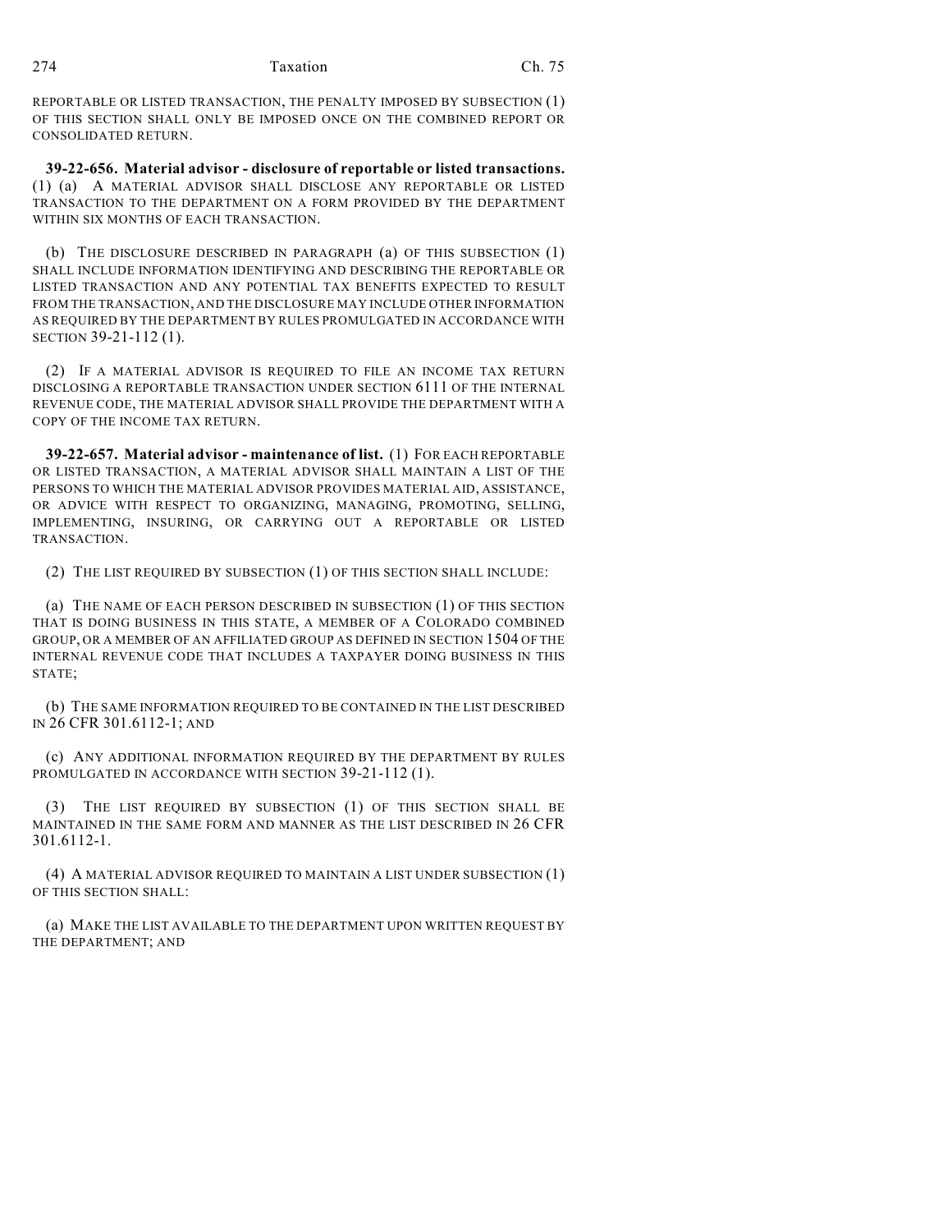REPORTABLE OR LISTED TRANSACTION, THE PENALTY IMPOSED BY SUBSECTION (1) OF THIS SECTION SHALL ONLY BE IMPOSED ONCE ON THE COMBINED REPORT OR CONSOLIDATED RETURN.

**39-22-656. Material advisor - disclosure of reportable or listed transactions.** (1) (a) A MATERIAL ADVISOR SHALL DISCLOSE ANY REPORTABLE OR LISTED TRANSACTION TO THE DEPARTMENT ON A FORM PROVIDED BY THE DEPARTMENT WITHIN SIX MONTHS OF EACH TRANSACTION.

(b) THE DISCLOSURE DESCRIBED IN PARAGRAPH (a) OF THIS SUBSECTION (1) SHALL INCLUDE INFORMATION IDENTIFYING AND DESCRIBING THE REPORTABLE OR LISTED TRANSACTION AND ANY POTENTIAL TAX BENEFITS EXPECTED TO RESULT FROM THE TRANSACTION, AND THE DISCLOSURE MAY INCLUDE OTHER INFORMATION AS REQUIRED BY THE DEPARTMENT BY RULES PROMULGATED IN ACCORDANCE WITH SECTION 39-21-112 (1).

(2) IF A MATERIAL ADVISOR IS REQUIRED TO FILE AN INCOME TAX RETURN DISCLOSING A REPORTABLE TRANSACTION UNDER SECTION 6111 OF THE INTERNAL REVENUE CODE, THE MATERIAL ADVISOR SHALL PROVIDE THE DEPARTMENT WITH A COPY OF THE INCOME TAX RETURN.

**39-22-657. Material advisor - maintenance of list.** (1) FOR EACH REPORTABLE OR LISTED TRANSACTION, A MATERIAL ADVISOR SHALL MAINTAIN A LIST OF THE PERSONS TO WHICH THE MATERIAL ADVISOR PROVIDES MATERIAL AID, ASSISTANCE, OR ADVICE WITH RESPECT TO ORGANIZING, MANAGING, PROMOTING, SELLING, IMPLEMENTING, INSURING, OR CARRYING OUT A REPORTABLE OR LISTED TRANSACTION.

(2) THE LIST REQUIRED BY SUBSECTION (1) OF THIS SECTION SHALL INCLUDE:

(a) THE NAME OF EACH PERSON DESCRIBED IN SUBSECTION (1) OF THIS SECTION THAT IS DOING BUSINESS IN THIS STATE, A MEMBER OF A COLORADO COMBINED GROUP, OR A MEMBER OF AN AFFILIATED GROUP AS DEFINED IN SECTION 1504 OF THE INTERNAL REVENUE CODE THAT INCLUDES A TAXPAYER DOING BUSINESS IN THIS STATE;

(b) THE SAME INFORMATION REQUIRED TO BE CONTAINED IN THE LIST DESCRIBED IN 26 CFR 301.6112-1; AND

(c) ANY ADDITIONAL INFORMATION REQUIRED BY THE DEPARTMENT BY RULES PROMULGATED IN ACCORDANCE WITH SECTION 39-21-112 (1).

(3) THE LIST REQUIRED BY SUBSECTION (1) OF THIS SECTION SHALL BE MAINTAINED IN THE SAME FORM AND MANNER AS THE LIST DESCRIBED IN 26 CFR 301.6112-1.

(4) A MATERIAL ADVISOR REQUIRED TO MAINTAIN A LIST UNDER SUBSECTION (1) OF THIS SECTION SHALL:

(a) MAKE THE LIST AVAILABLE TO THE DEPARTMENT UPON WRITTEN REQUEST BY THE DEPARTMENT; AND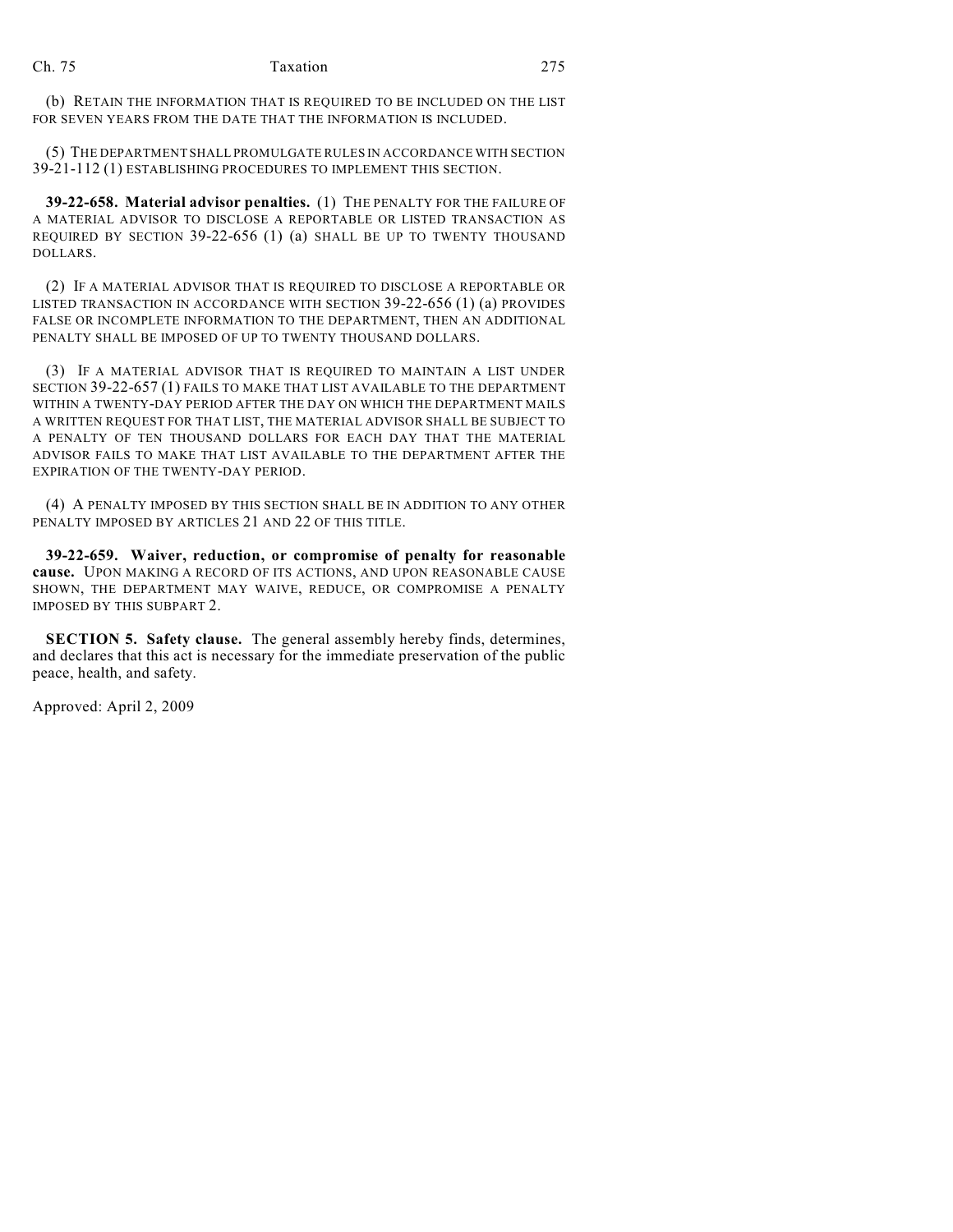(b) RETAIN THE INFORMATION THAT IS REQUIRED TO BE INCLUDED ON THE LIST FOR SEVEN YEARS FROM THE DATE THAT THE INFORMATION IS INCLUDED.

(5) THE DEPARTMENT SHALL PROMULGATE RULES IN ACCORDANCE WITH SECTION 39-21-112 (1) ESTABLISHING PROCEDURES TO IMPLEMENT THIS SECTION.

**39-22-658. Material advisor penalties.** (1) THE PENALTY FOR THE FAILURE OF A MATERIAL ADVISOR TO DISCLOSE A REPORTABLE OR LISTED TRANSACTION AS REQUIRED BY SECTION 39-22-656 (1) (a) SHALL BE UP TO TWENTY THOUSAND DOLLARS.

(2) IF A MATERIAL ADVISOR THAT IS REQUIRED TO DISCLOSE A REPORTABLE OR LISTED TRANSACTION IN ACCORDANCE WITH SECTION 39-22-656 (1) (a) PROVIDES FALSE OR INCOMPLETE INFORMATION TO THE DEPARTMENT, THEN AN ADDITIONAL PENALTY SHALL BE IMPOSED OF UP TO TWENTY THOUSAND DOLLARS.

(3) IF A MATERIAL ADVISOR THAT IS REQUIRED TO MAINTAIN A LIST UNDER SECTION 39-22-657 (1) FAILS TO MAKE THAT LIST AVAILABLE TO THE DEPARTMENT WITHIN A TWENTY-DAY PERIOD AFTER THE DAY ON WHICH THE DEPARTMENT MAILS A WRITTEN REQUEST FOR THAT LIST, THE MATERIAL ADVISOR SHALL BE SUBJECT TO A PENALTY OF TEN THOUSAND DOLLARS FOR EACH DAY THAT THE MATERIAL ADVISOR FAILS TO MAKE THAT LIST AVAILABLE TO THE DEPARTMENT AFTER THE EXPIRATION OF THE TWENTY-DAY PERIOD.

(4) A PENALTY IMPOSED BY THIS SECTION SHALL BE IN ADDITION TO ANY OTHER PENALTY IMPOSED BY ARTICLES 21 AND 22 OF THIS TITLE.

**39-22-659. Waiver, reduction, or compromise of penalty for reasonable cause.** UPON MAKING A RECORD OF ITS ACTIONS, AND UPON REASONABLE CAUSE SHOWN, THE DEPARTMENT MAY WAIVE, REDUCE, OR COMPROMISE A PENALTY IMPOSED BY THIS SUBPART 2.

**SECTION 5. Safety clause.** The general assembly hereby finds, determines, and declares that this act is necessary for the immediate preservation of the public peace, health, and safety.

Approved: April 2, 2009